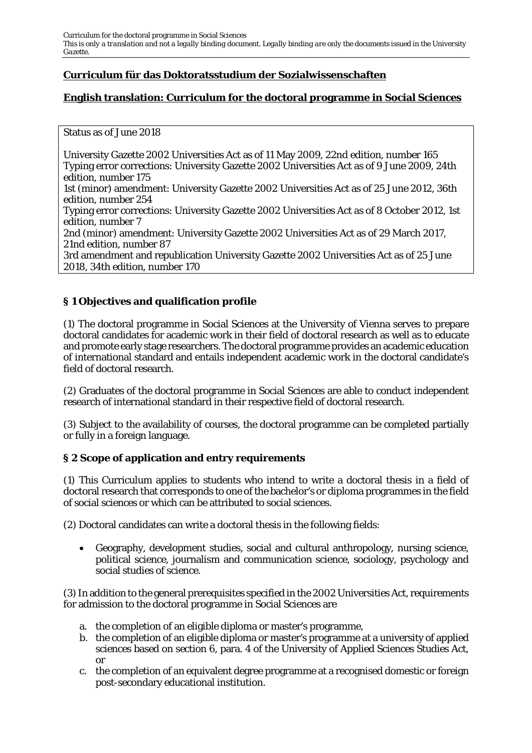**Curriculum für das Doktoratsstudium der Sozialwissenschaften**

**English translation: Curriculum for the doctoral programme in Social Sciences**

Status as of June 2018

University Gazette 2002 Universities Act as of 11 May 2009, 22nd edition, number 165
Typing error corrections: University Gazette 2002 Universities Act as of 9 June 2009, 24th edition, number 175
1st (minor) amendment: University Gazette 2002 Universities Act as of 25 June 2012, 36th edition, number 254
Typing error corrections: University Gazette 2002 Universities Act as of 8 October 2012, 1st edition, number 7
2nd (minor) amendment: University Gazette 2002 Universities Act as of 29 March 2017, 21nd edition, number 87
3rd amendment and republication University Gazette 2002 Universities Act as of 25 June 2018, 34th edition, number 170

## § 1 Objectives and qualification profile

(1) The doctoral programme in Social Sciences at the University of Vienna serves to prepare doctoral candidates for academic work in their field of doctoral research as well as to educate and promote early stage researchers. The doctoral programme provides an academic education of international standard and entails independent academic work in the doctoral candidate's field of doctoral research.

(2) Graduates of the doctoral programme in Social Sciences are able to conduct independent research of international standard in their respective field of doctoral research.

(3) Subject to the availability of courses, the doctoral programme can be completed partially or fully in a foreign language.

## § 2 Scope of application and entry requirements

(1) This Curriculum applies to students who intend to write a doctoral thesis in a field of doctoral research that corresponds to one of the bachelor's or diploma programmes in the field of social sciences or which can be attributed to social sciences.

(2) Doctoral candidates can write a doctoral thesis in the following fields:

- Geography, development studies, social and cultural anthropology, nursing science, political science, journalism and communication science, sociology, psychology and social studies of science.

(3) In addition to the general prerequisites specified in the 2002 Universities Act, requirements for admission to the doctoral programme in Social Sciences are

a. the completion of an eligible diploma or master's programme,
b. the completion of an eligible diploma or master's programme at a university of applied sciences based on section 6, para. 4 of the University of Applied Sciences Studies Act, or
c. the completion of an equivalent degree programme at a recognised domestic or foreign post-secondary educational institution.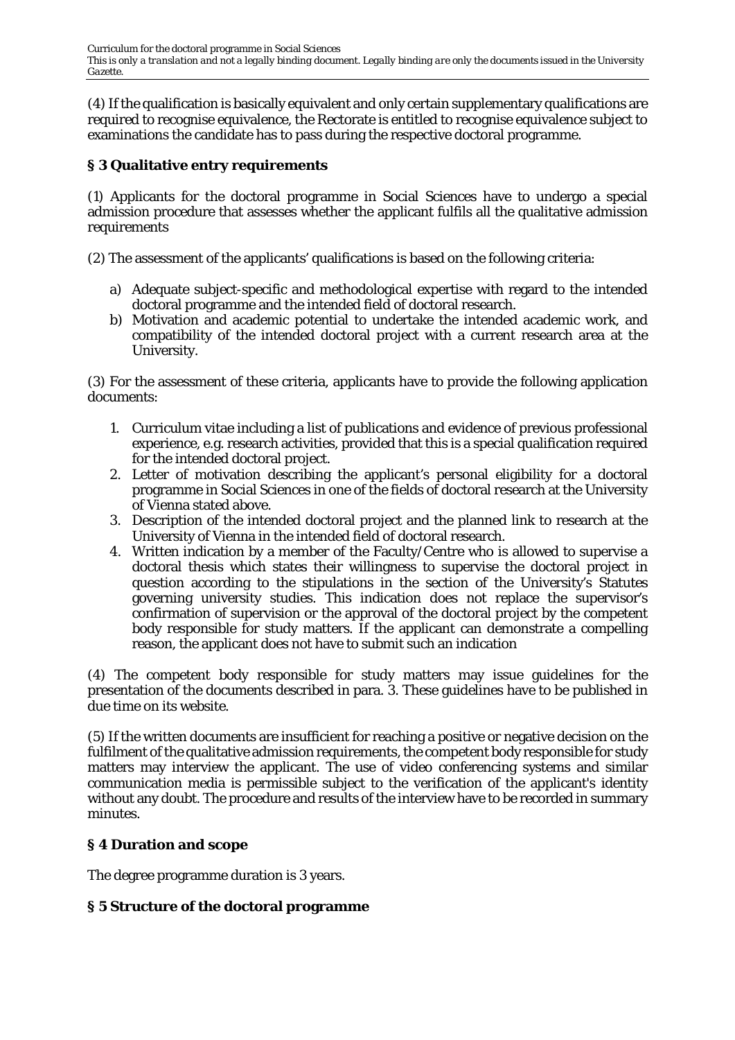(4) If the qualification is basically equivalent and only certain supplementary qualifications are required to recognise equivalence, the Rectorate is entitled to recognise equivalence subject to examinations the candidate has to pass during the respective doctoral programme.

## § 3 Qualitative entry requirements

(1) Applicants for the doctoral programme in Social Sciences have to undergo a special admission procedure that assesses whether the applicant fulfils all the qualitative admission requirements

(2) The assessment of the applicants' qualifications is based on the following criteria:

a) Adequate subject-specific and methodological expertise with regard to the intended doctoral programme and the intended field of doctoral research.
b) Motivation and academic potential to undertake the intended academic work, and compatibility of the intended doctoral project with a current research area at the University.

(3) For the assessment of these criteria, applicants have to provide the following application documents:

1. Curriculum vitae including a list of publications and evidence of previous professional experience, e.g. research activities, provided that this is a special qualification required for the intended doctoral project.
2. Letter of motivation describing the applicant's personal eligibility for a doctoral programme in Social Sciences in one of the fields of doctoral research at the University of Vienna stated above.
3. Description of the intended doctoral project and the planned link to research at the University of Vienna in the intended field of doctoral research.
4. Written indication by a member of the Faculty/Centre who is allowed to supervise a doctoral thesis which states their willingness to supervise the doctoral project in question according to the stipulations in the section of the University's Statutes governing university studies. This indication does not replace the supervisor's confirmation of supervision or the approval of the doctoral project by the competent body responsible for study matters. If the applicant can demonstrate a compelling reason, the applicant does not have to submit such an indication

(4) The competent body responsible for study matters may issue guidelines for the presentation of the documents described in para. 3. These guidelines have to be published in due time on its website.

(5) If the written documents are insufficient for reaching a positive or negative decision on the fulfilment of the qualitative admission requirements, the competent body responsible for study matters may interview the applicant. The use of video conferencing systems and similar communication media is permissible subject to the verification of the applicant's identity without any doubt. The procedure and results of the interview have to be recorded in summary minutes.

## § 4 Duration and scope

The degree programme duration is 3 years.

## § 5 Structure of the doctoral programme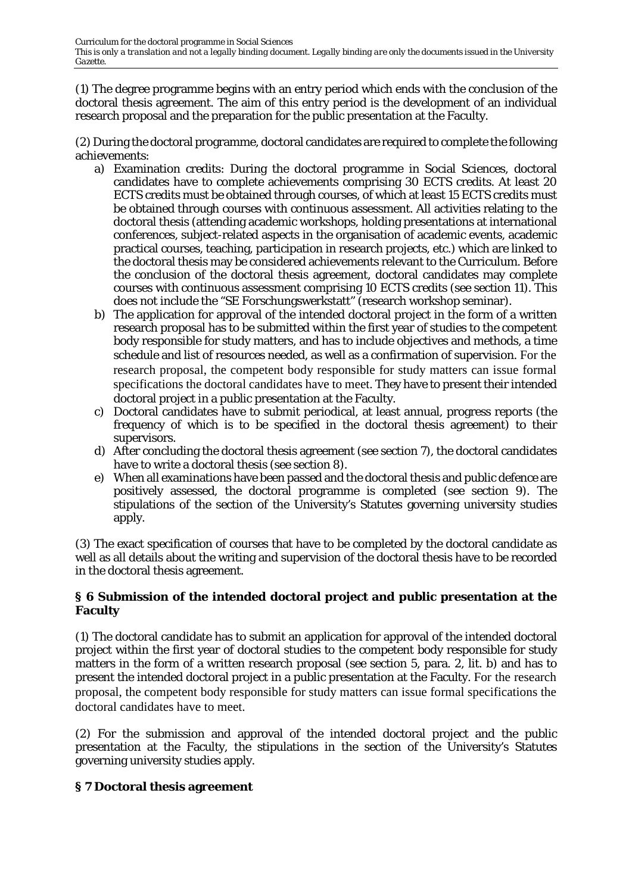(1) The degree programme begins with an entry period which ends with the conclusion of the doctoral thesis agreement. The aim of this entry period is the development of an individual research proposal and the preparation for the public presentation at the Faculty.

(2) During the doctoral programme, doctoral candidates are required to complete the following achievements:

a) Examination credits: During the doctoral programme in Social Sciences, doctoral candidates have to complete achievements comprising 30 ECTS credits. At least 20 ECTS credits must be obtained through courses, of which at least 15 ECTS credits must be obtained through courses with continuous assessment. All activities relating to the doctoral thesis (attending academic workshops, holding presentations at international conferences, subject-related aspects in the organisation of academic events, academic practical courses, teaching, participation in research projects, etc.) which are linked to the doctoral thesis may be considered achievements relevant to the Curriculum. Before the conclusion of the doctoral thesis agreement, doctoral candidates may complete courses with continuous assessment comprising 10 ECTS credits (see section 11). This does not include the "SE Forschungswerkstatt" (research workshop seminar).
b) The application for approval of the intended doctoral project in the form of a written research proposal has to be submitted within the first year of studies to the competent body responsible for study matters, and has to include objectives and methods, a time schedule and list of resources needed, as well as a confirmation of supervision. For the research proposal, the competent body responsible for study matters can issue formal specifications the doctoral candidates have to meet. They have to present their intended doctoral project in a public presentation at the Faculty.
c) Doctoral candidates have to submit periodical, at least annual, progress reports (the frequency of which is to be specified in the doctoral thesis agreement) to their supervisors.
d) After concluding the doctoral thesis agreement (see section 7), the doctoral candidates have to write a doctoral thesis (see section 8).
e) When all examinations have been passed and the doctoral thesis and public defence are positively assessed, the doctoral programme is completed (see section 9). The stipulations of the section of the University's Statutes governing university studies apply.

(3) The exact specification of courses that have to be completed by the doctoral candidate as well as all details about the writing and supervision of the doctoral thesis have to be recorded in the doctoral thesis agreement.

## § 6 Submission of the intended doctoral project and public presentation at the Faculty

(1) The doctoral candidate has to submit an application for approval of the intended doctoral project within the first year of doctoral studies to the competent body responsible for study matters in the form of a written research proposal (see section 5, para. 2, lit. b) and has to present the intended doctoral project in a public presentation at the Faculty. For the research proposal, the competent body responsible for study matters can issue formal specifications the doctoral candidates have to meet.

(2) For the submission and approval of the intended doctoral project and the public presentation at the Faculty, the stipulations in the section of the University's Statutes governing university studies apply.

## § 7 Doctoral thesis agreement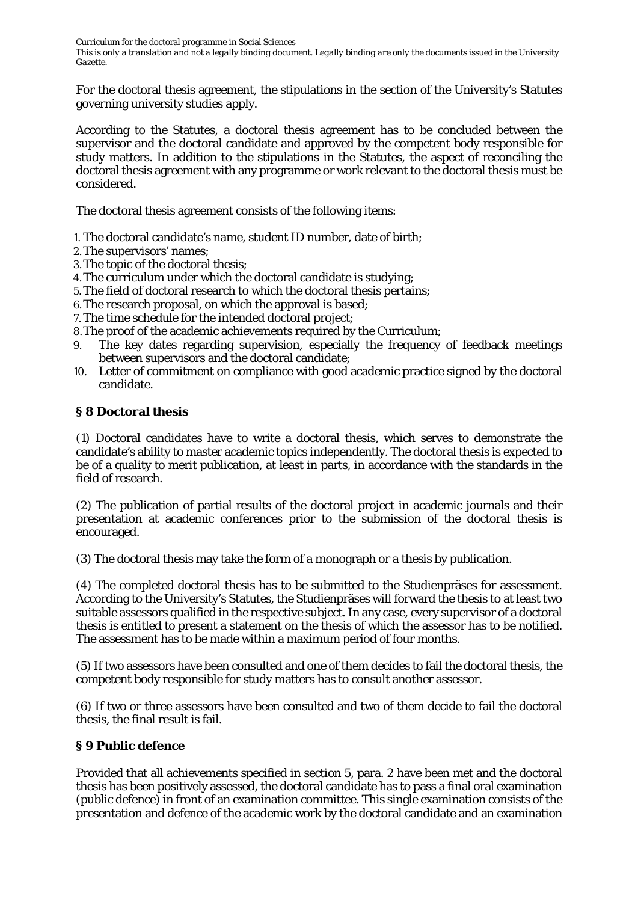For the doctoral thesis agreement, the stipulations in the section of the University's Statutes governing university studies apply.

According to the Statutes, a doctoral thesis agreement has to be concluded between the supervisor and the doctoral candidate and approved by the competent body responsible for study matters. In addition to the stipulations in the Statutes, the aspect of reconciling the doctoral thesis agreement with any programme or work relevant to the doctoral thesis must be considered.

The doctoral thesis agreement consists of the following items:

1. The doctoral candidate's name, student ID number, date of birth;
2. The supervisors' names;
3. The topic of the doctoral thesis;
4. The curriculum under which the doctoral candidate is studying;
5. The field of doctoral research to which the doctoral thesis pertains;
6. The research proposal, on which the approval is based;
7. The time schedule for the intended doctoral project;
8. The proof of the academic achievements required by the Curriculum;
9. The key dates regarding supervision, especially the frequency of feedback meetings between supervisors and the doctoral candidate;
10. Letter of commitment on compliance with good academic practice signed by the doctoral candidate.

## § 8 Doctoral thesis

(1) Doctoral candidates have to write a doctoral thesis, which serves to demonstrate the candidate's ability to master academic topics independently. The doctoral thesis is expected to be of a quality to merit publication, at least in parts, in accordance with the standards in the field of research.

(2) The publication of partial results of the doctoral project in academic journals and their presentation at academic conferences prior to the submission of the doctoral thesis is encouraged.

(3) The doctoral thesis may take the form of a monograph or a thesis by publication.

(4) The completed doctoral thesis has to be submitted to the Studienpräses for assessment. According to the University's Statutes, the Studienpräses will forward the thesis to at least two suitable assessors qualified in the respective subject. In any case, every supervisor of a doctoral thesis is entitled to present a statement on the thesis of which the assessor has to be notified. The assessment has to be made within a maximum period of four months.

(5) If two assessors have been consulted and one of them decides to fail the doctoral thesis, the competent body responsible for study matters has to consult another assessor.

(6) If two or three assessors have been consulted and two of them decide to fail the doctoral thesis, the final result is fail.

## § 9 Public defence

Provided that all achievements specified in section 5, para. 2 have been met and the doctoral thesis has been positively assessed, the doctoral candidate has to pass a final oral examination (public defence) in front of an examination committee. This single examination consists of the presentation and defence of the academic work by the doctoral candidate and an examination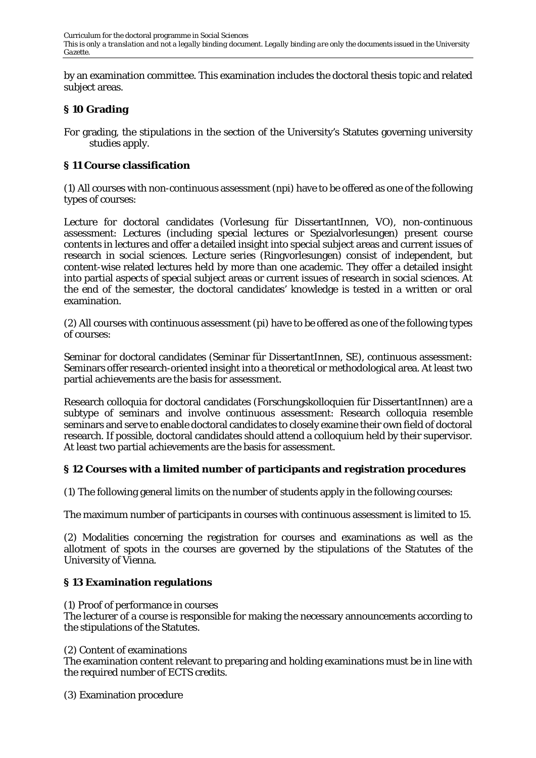by an examination committee. This examination includes the doctoral thesis topic and related subject areas.

## § 10 Grading

For grading, the stipulations in the section of the University's Statutes governing university studies apply.

## § 11 Course classification

(1) All courses with non-continuous assessment (npi) have to be offered as one of the following types of courses:

Lecture for doctoral candidates (Vorlesung für DissertantInnen, VO), non-continuous assessment: Lectures (including special lectures or Spezialvorlesungen) present course contents in lectures and offer a detailed insight into special subject areas and current issues of research in social sciences. Lecture series (Ringvorlesungen) consist of independent, but content-wise related lectures held by more than one academic. They offer a detailed insight into partial aspects of special subject areas or current issues of research in social sciences. At the end of the semester, the doctoral candidates' knowledge is tested in a written or oral examination.

(2) All courses with continuous assessment (pi) have to be offered as one of the following types of courses:

Seminar for doctoral candidates (Seminar für DissertantInnen, SE), continuous assessment: Seminars offer research-oriented insight into a theoretical or methodological area. At least two partial achievements are the basis for assessment.

Research colloquia for doctoral candidates (Forschungskolloquien für DissertantInnen) are a subtype of seminars and involve continuous assessment: Research colloquia resemble seminars and serve to enable doctoral candidates to closely examine their own field of doctoral research. If possible, doctoral candidates should attend a colloquium held by their supervisor. At least two partial achievements are the basis for assessment.

## § 12 Courses with a limited number of participants and registration procedures

(1) The following general limits on the number of students apply in the following courses:

The maximum number of participants in courses with continuous assessment is limited to 15.

(2) Modalities concerning the registration for courses and examinations as well as the allotment of spots in the courses are governed by the stipulations of the Statutes of the University of Vienna.

## § 13 Examination regulations

(1) Proof of performance in courses
The lecturer of a course is responsible for making the necessary announcements according to the stipulations of the Statutes.

(2) Content of examinations
The examination content relevant to preparing and holding examinations must be in line with the required number of ECTS credits.

(3) Examination procedure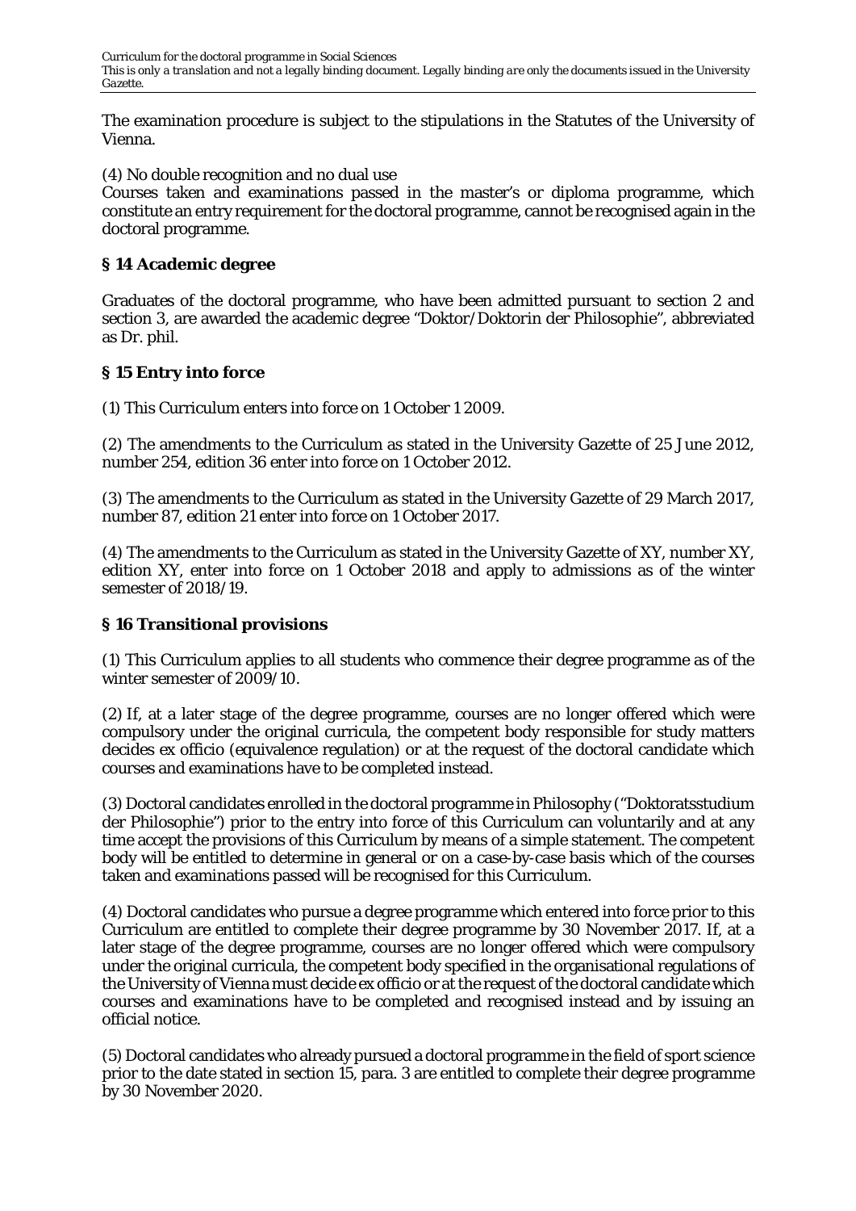The examination procedure is subject to the stipulations in the Statutes of the University of Vienna.

(4) No double recognition and no dual use

Courses taken and examinations passed in the master's or diploma programme, which constitute an entry requirement for the doctoral programme, cannot be recognised again in the doctoral programme.

## § 14 Academic degree

Graduates of the doctoral programme, who have been admitted pursuant to section 2 and section 3, are awarded the academic degree "Doktor/Doktorin der Philosophie", abbreviated as Dr. phil.

## § 15 Entry into force

(1) This Curriculum enters into force on 1 October 1 2009.

(2) The amendments to the Curriculum as stated in the University Gazette of 25 June 2012, number 254, edition 36 enter into force on 1 October 2012.

(3) The amendments to the Curriculum as stated in the University Gazette of 29 March 2017, number 87, edition 21 enter into force on 1 October 2017.

(4) The amendments to the Curriculum as stated in the University Gazette of XY, number XY, edition XY, enter into force on 1 October 2018 and apply to admissions as of the winter semester of 2018/19.

## § 16 Transitional provisions

(1) This Curriculum applies to all students who commence their degree programme as of the winter semester of 2009/10.

(2) If, at a later stage of the degree programme, courses are no longer offered which were compulsory under the original curricula, the competent body responsible for study matters decides ex officio (equivalence regulation) or at the request of the doctoral candidate which courses and examinations have to be completed instead.

(3) Doctoral candidates enrolled in the doctoral programme in Philosophy ("Doktoratsstudium der Philosophie") prior to the entry into force of this Curriculum can voluntarily and at any time accept the provisions of this Curriculum by means of a simple statement. The competent body will be entitled to determine in general or on a case-by-case basis which of the courses taken and examinations passed will be recognised for this Curriculum.

(4) Doctoral candidates who pursue a degree programme which entered into force prior to this Curriculum are entitled to complete their degree programme by 30 November 2017. If, at a later stage of the degree programme, courses are no longer offered which were compulsory under the original curricula, the competent body specified in the organisational regulations of the University of Vienna must decide ex officio or at the request of the doctoral candidate which courses and examinations have to be completed and recognised instead and by issuing an official notice.

(5) Doctoral candidates who already pursued a doctoral programme in the field of sport science prior to the date stated in section 15, para. 3 are entitled to complete their degree programme by 30 November 2020.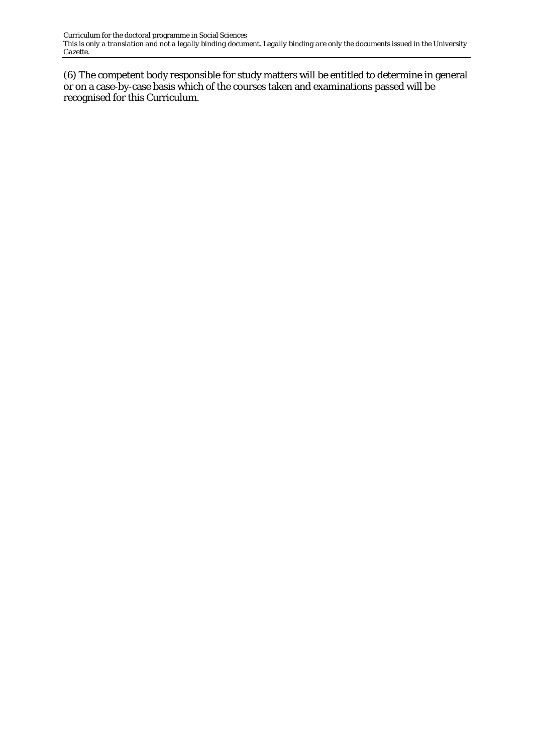(6) The competent body responsible for study matters will be entitled to determine in general or on a case-by-case basis which of the courses taken and examinations passed will be recognised for this Curriculum.